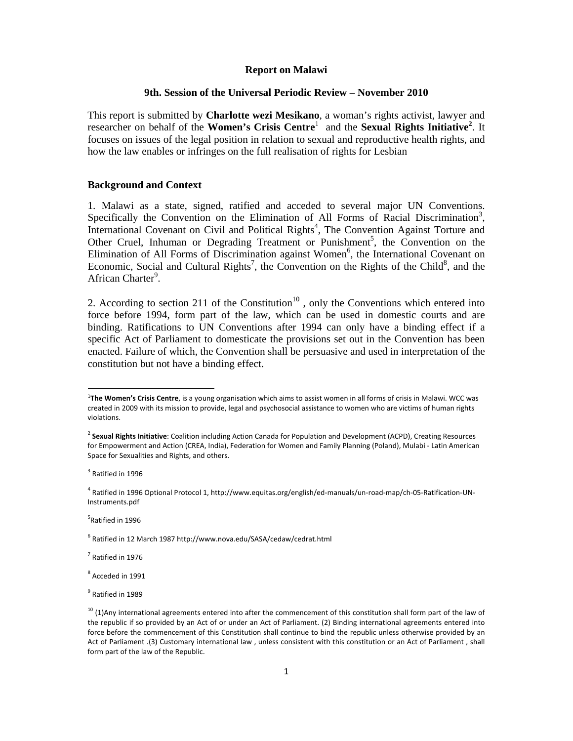**Report on Malawi**

**9th. Session of the Universal Periodic Review – November 2010**

This report is submitted by **Charlotte wezi Mesikano**, a woman's rights activist, lawyer and researcher on behalf of the **Women's Crisis Centre**[1] and the **Sexual Rights Initiative**[2]. It focuses on issues of the legal position in relation to sexual and reproductive health rights, and how the law enables or infringes on the full realisation of rights for Lesbian

## Background and Context

1. Malawi as a state, signed, ratified and acceded to several major UN Conventions. Specifically the Convention on the Elimination of All Forms of Racial Discrimination[3], International Covenant on Civil and Political Rights[4], The Convention Against Torture and Other Cruel, Inhuman or Degrading Treatment or Punishment[5], the Convention on the Elimination of All Forms of Discrimination against Women[6], the International Covenant on Economic, Social and Cultural Rights[7], the Convention on the Rights of the Child[8], and the African Charter[9].

2. According to section 211 of the Constitution[10] , only the Conventions which entered into force before 1994, form part of the law, which can be used in domestic courts and are binding. Ratifications to UN Conventions after 1994 can only have a binding effect if a specific Act of Parliament to domesticate the provisions set out in the Convention has been enacted. Failure of which, the Convention shall be persuasive and used in interpretation of the constitution but not have a binding effect.

---

[1] **The Women's Crisis Centre**, is a young organisation which aims to assist women in all forms of crisis in Malawi. WCC was created in 2009 with its mission to provide, legal and psychosocial assistance to women who are victims of human rights violations.

[2] **Sexual Rights Initiative**: Coalition including Action Canada for Population and Development (ACPD), Creating Resources for Empowerment and Action (CREA, India), Federation for Women and Family Planning (Poland), Mulabi - Latin American Space for Sexualities and Rights, and others.

[3] Ratified in 1996

[4] Ratified in 1996 Optional Protocol 1, http://www.equitas.org/english/ed-manuals/un-road-map/ch-05-Ratification-UN-Instruments.pdf

[5] Ratified in 1996

[6] Ratified in 12 March 1987 http://www.nova.edu/SASA/cedaw/cedrat.html

[7] Ratified in 1976

[8] Acceded in 1991

[9] Ratified in 1989

[10] (1)Any international agreements entered into after the commencement of this constitution shall form part of the law of the republic if so provided by an Act of or under an Act of Parliament. (2) Binding international agreements entered into force before the commencement of this Constitution shall continue to bind the republic unless otherwise provided by an Act of Parliament .(3) Customary international law , unless consistent with this constitution or an Act of Parliament , shall form part of the law of the Republic.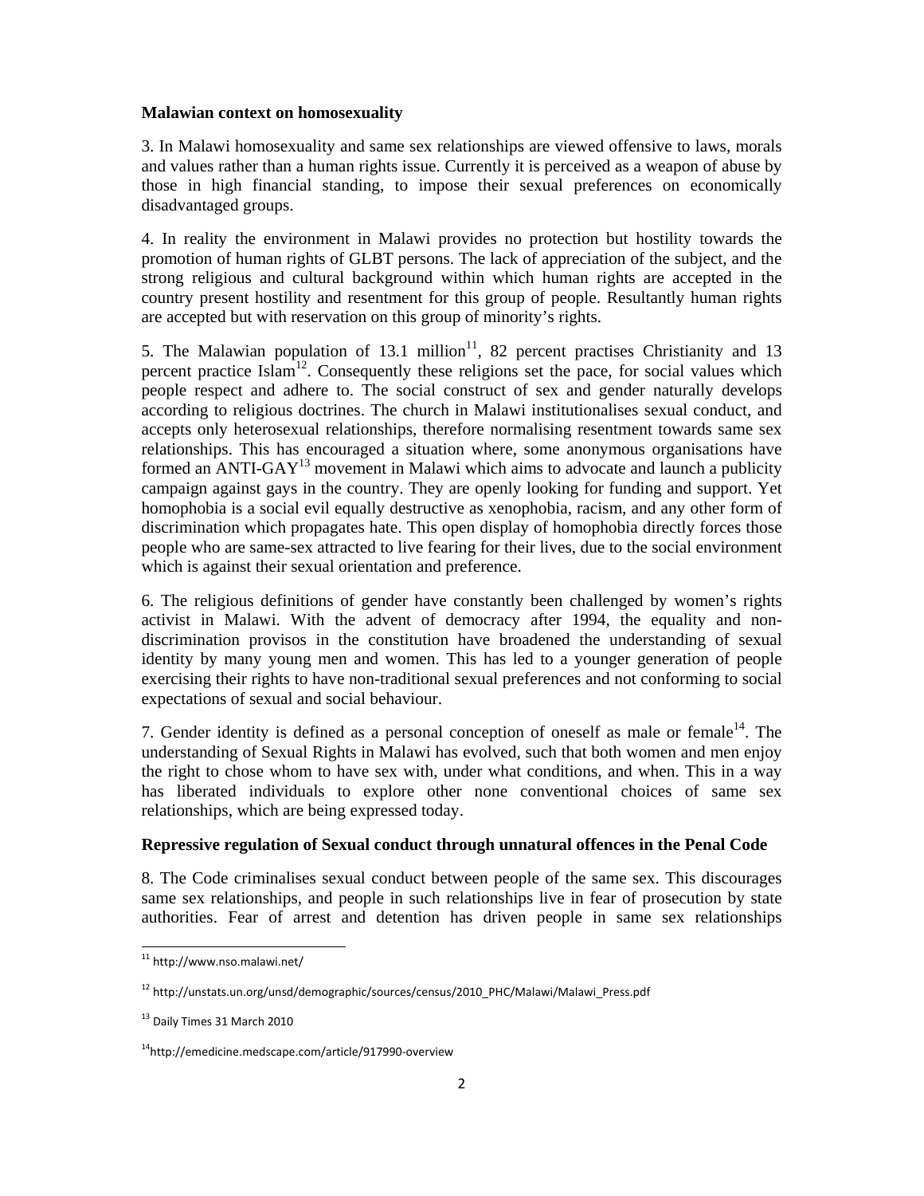**Malawian context on homosexuality**

3. In Malawi homosexuality and same sex relationships are viewed offensive to laws, morals and values rather than a human rights issue. Currently it is perceived as a weapon of abuse by those in high financial standing, to impose their sexual preferences on economically disadvantaged groups.

4. In reality the environment in Malawi provides no protection but hostility towards the promotion of human rights of GLBT persons. The lack of appreciation of the subject, and the strong religious and cultural background within which human rights are accepted in the country present hostility and resentment for this group of people. Resultantly human rights are accepted but with reservation on this group of minority's rights.

5. The Malawian population of 13.1 million[11], 82 percent practises Christianity and 13 percent practice Islam[12]. Consequently these religions set the pace, for social values which people respect and adhere to. The social construct of sex and gender naturally develops according to religious doctrines. The church in Malawi institutionalises sexual conduct, and accepts only heterosexual relationships, therefore normalising resentment towards same sex relationships. This has encouraged a situation where, some anonymous organisations have formed an ANTI-GAY[13] movement in Malawi which aims to advocate and launch a publicity campaign against gays in the country. They are openly looking for funding and support. Yet homophobia is a social evil equally destructive as xenophobia, racism, and any other form of discrimination which propagates hate. This open display of homophobia directly forces those people who are same-sex attracted to live fearing for their lives, due to the social environment which is against their sexual orientation and preference.

6. The religious definitions of gender have constantly been challenged by women's rights activist in Malawi. With the advent of democracy after 1994, the equality and non-discrimination provisos in the constitution have broadened the understanding of sexual identity by many young men and women. This has led to a younger generation of people exercising their rights to have non-traditional sexual preferences and not conforming to social expectations of sexual and social behaviour.

7. Gender identity is defined as a personal conception of oneself as male or female[14]. The understanding of Sexual Rights in Malawi has evolved, such that both women and men enjoy the right to chose whom to have sex with, under what conditions, and when. This in a way has liberated individuals to explore other none conventional choices of same sex relationships, which are being expressed today.

**Repressive regulation of Sexual conduct through unnatural offences in the Penal Code**

8. The Code criminalises sexual conduct between people of the same sex. This discourages same sex relationships, and people in such relationships live in fear of prosecution by state authorities. Fear of arrest and detention has driven people in same sex relationships

---

[11] http://www.nso.malawi.net/

[12] http://unstats.un.org/unsd/demographic/sources/census/2010_PHC/Malawi/Malawi_Press.pdf

[13] Daily Times 31 March 2010

[14] http://emedicine.medscape.com/article/917990-overview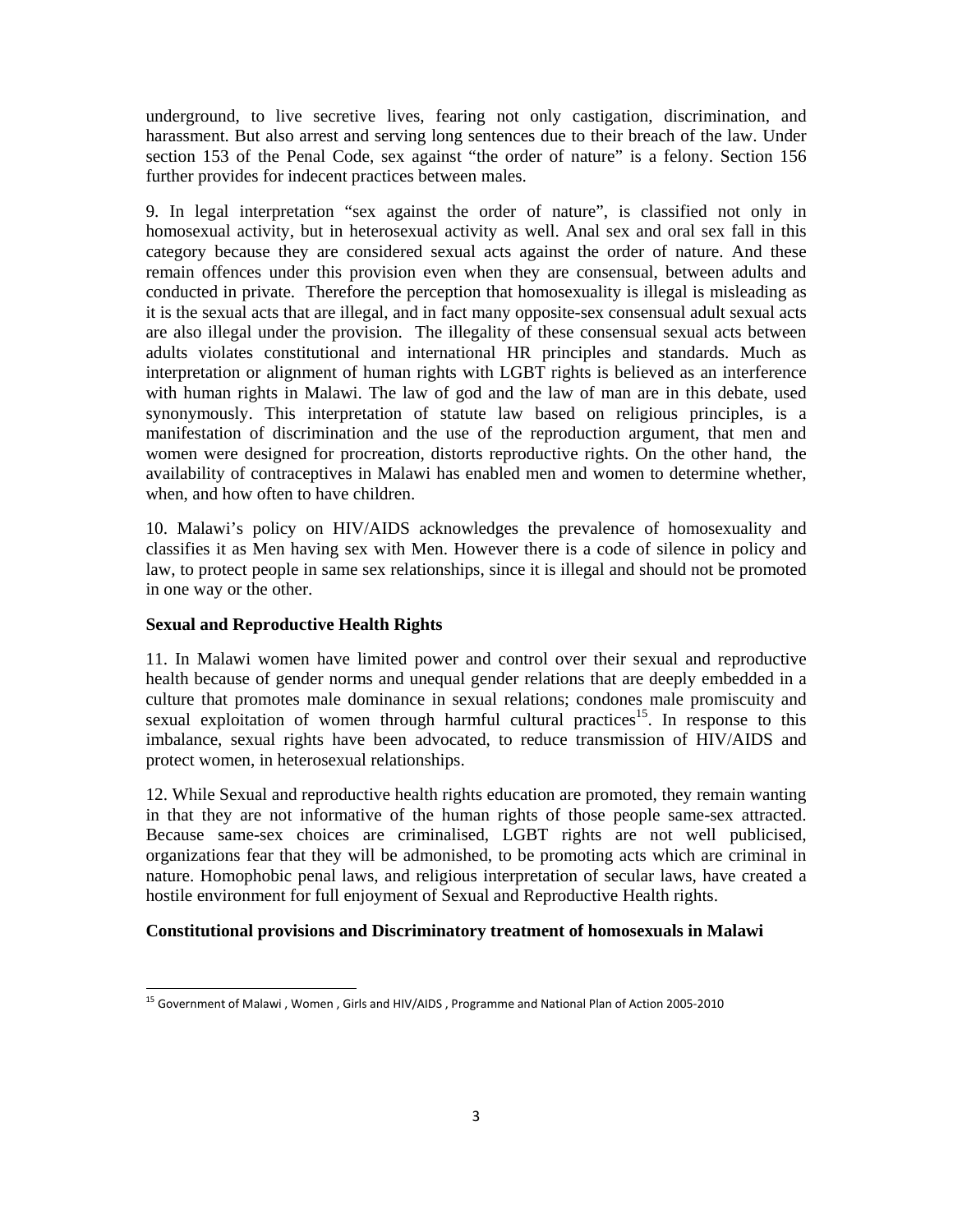underground, to live secretive lives, fearing not only castigation, discrimination, and harassment. But also arrest and serving long sentences due to their breach of the law. Under section 153 of the Penal Code, sex against "the order of nature" is a felony. Section 156 further provides for indecent practices between males.

9. In legal interpretation "sex against the order of nature", is classified not only in homosexual activity, but in heterosexual activity as well. Anal sex and oral sex fall in this category because they are considered sexual acts against the order of nature. And these remain offences under this provision even when they are consensual, between adults and conducted in private. Therefore the perception that homosexuality is illegal is misleading as it is the sexual acts that are illegal, and in fact many opposite-sex consensual adult sexual acts are also illegal under the provision. The illegality of these consensual sexual acts between adults violates constitutional and international HR principles and standards. Much as interpretation or alignment of human rights with LGBT rights is believed as an interference with human rights in Malawi. The law of god and the law of man are in this debate, used synonymously. This interpretation of statute law based on religious principles, is a manifestation of discrimination and the use of the reproduction argument, that men and women were designed for procreation, distorts reproductive rights. On the other hand, the availability of contraceptives in Malawi has enabled men and women to determine whether, when, and how often to have children.

10. Malawi's policy on HIV/AIDS acknowledges the prevalence of homosexuality and classifies it as Men having sex with Men. However there is a code of silence in policy and law, to protect people in same sex relationships, since it is illegal and should not be promoted in one way or the other.

**Sexual and Reproductive Health Rights**

11. In Malawi women have limited power and control over their sexual and reproductive health because of gender norms and unequal gender relations that are deeply embedded in a culture that promotes male dominance in sexual relations; condones male promiscuity and sexual exploitation of women through harmful cultural practices[15]. In response to this imbalance, sexual rights have been advocated, to reduce transmission of HIV/AIDS and protect women, in heterosexual relationships.

12. While Sexual and reproductive health rights education are promoted, they remain wanting in that they are not informative of the human rights of those people same-sex attracted. Because same-sex choices are criminalised, LGBT rights are not well publicised, organizations fear that they will be admonished, to be promoting acts which are criminal in nature. Homophobic penal laws, and religious interpretation of secular laws, have created a hostile environment for full enjoyment of Sexual and Reproductive Health rights.

**Constitutional provisions and Discriminatory treatment of homosexuals in Malawi**

---

[15] Government of Malawi , Women , Girls and HIV/AIDS , Programme and National Plan of Action 2005-2010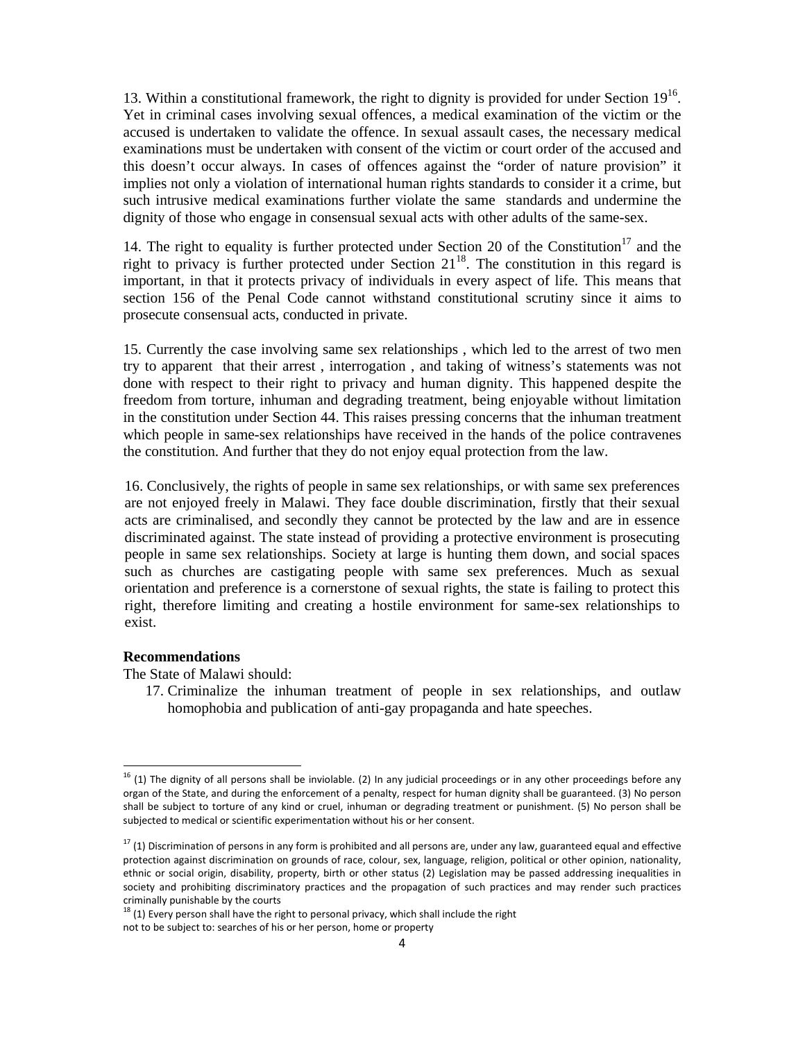13. Within a constitutional framework, the right to dignity is provided for under Section 19[16]. Yet in criminal cases involving sexual offences, a medical examination of the victim or the accused is undertaken to validate the offence. In sexual assault cases, the necessary medical examinations must be undertaken with consent of the victim or court order of the accused and this doesn't occur always. In cases of offences against the "order of nature provision" it implies not only a violation of international human rights standards to consider it a crime, but such intrusive medical examinations further violate the same standards and undermine the dignity of those who engage in consensual sexual acts with other adults of the same-sex.

14. The right to equality is further protected under Section 20 of the Constitution[17] and the right to privacy is further protected under Section 21[18]. The constitution in this regard is important, in that it protects privacy of individuals in every aspect of life. This means that section 156 of the Penal Code cannot withstand constitutional scrutiny since it aims to prosecute consensual acts, conducted in private.

15. Currently the case involving same sex relationships , which led to the arrest of two men try to apparent that their arrest , interrogation , and taking of witness's statements was not done with respect to their right to privacy and human dignity. This happened despite the freedom from torture, inhuman and degrading treatment, being enjoyable without limitation in the constitution under Section 44. This raises pressing concerns that the inhuman treatment which people in same-sex relationships have received in the hands of the police contravenes the constitution. And further that they do not enjoy equal protection from the law.

16. Conclusively, the rights of people in same sex relationships, or with same sex preferences are not enjoyed freely in Malawi. They face double discrimination, firstly that their sexual acts are criminalised, and secondly they cannot be protected by the law and are in essence discriminated against. The state instead of providing a protective environment is prosecuting people in same sex relationships. Society at large is hunting them down, and social spaces such as churches are castigating people with same sex preferences. Much as sexual orientation and preference is a cornerstone of sexual rights, the state is failing to protect this right, therefore limiting and creating a hostile environment for same-sex relationships to exist.

**Recommendations**

The State of Malawi should:

17. Criminalize the inhuman treatment of people in sex relationships, and outlaw homophobia and publication of anti-gay propaganda and hate speeches.

---

[16] (1) The dignity of all persons shall be inviolable. (2) In any judicial proceedings or in any other proceedings before any organ of the State, and during the enforcement of a penalty, respect for human dignity shall be guaranteed. (3) No person shall be subject to torture of any kind or cruel, inhuman or degrading treatment or punishment. (5) No person shall be subjected to medical or scientific experimentation without his or her consent.

[17] (1) Discrimination of persons in any form is prohibited and all persons are, under any law, guaranteed equal and effective protection against discrimination on grounds of race, colour, sex, language, religion, political or other opinion, nationality, ethnic or social origin, disability, property, birth or other status (2) Legislation may be passed addressing inequalities in society and prohibiting discriminatory practices and the propagation of such practices and may render such practices criminally punishable by the courts

[18] (1) Every person shall have the right to personal privacy, which shall include the right not to be subject to: searches of his or her person, home or property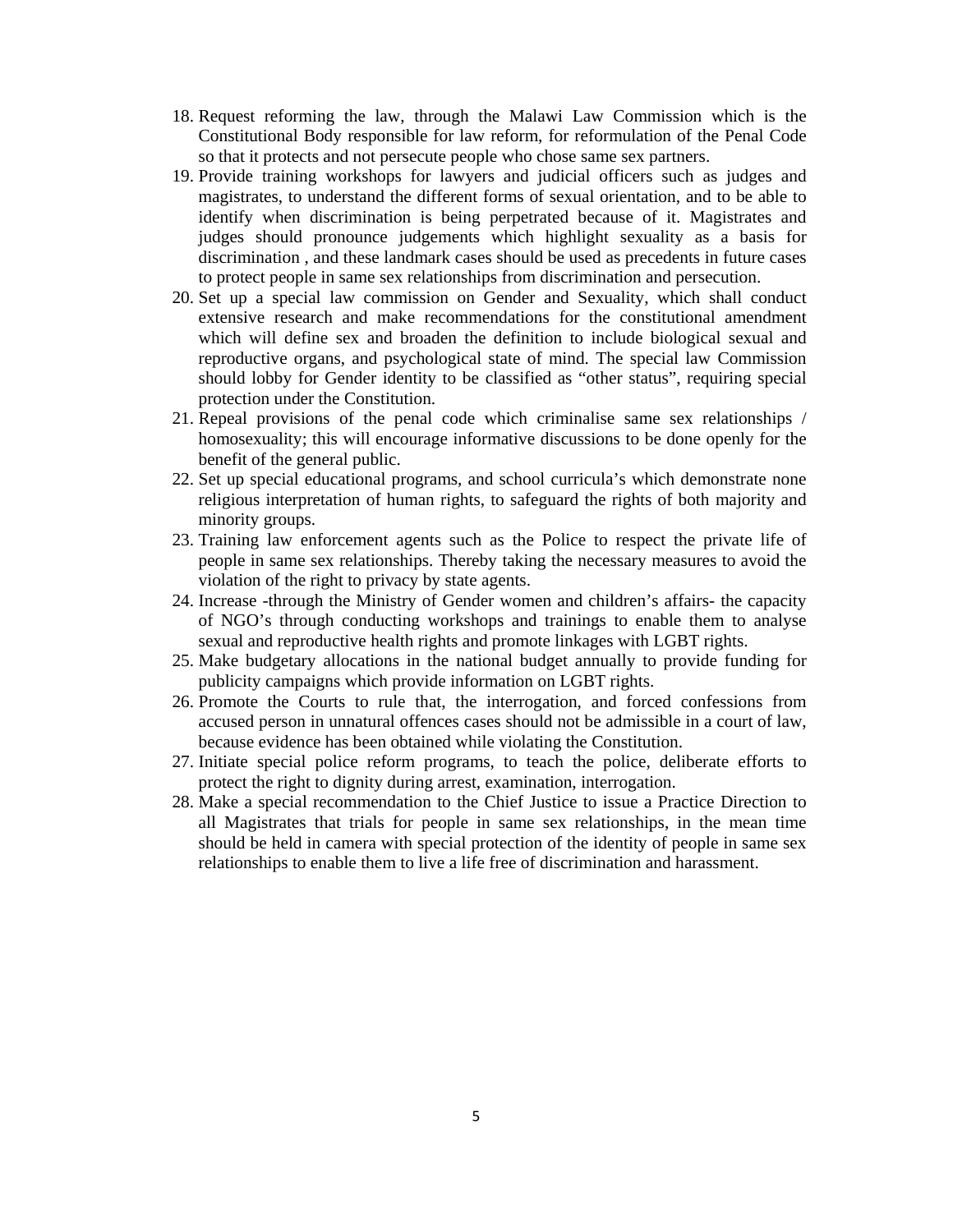18. Request reforming the law, through the Malawi Law Commission which is the Constitutional Body responsible for law reform, for reformulation of the Penal Code so that it protects and not persecute people who chose same sex partners.
19. Provide training workshops for lawyers and judicial officers such as judges and magistrates, to understand the different forms of sexual orientation, and to be able to identify when discrimination is being perpetrated because of it. Magistrates and judges should pronounce judgements which highlight sexuality as a basis for discrimination , and these landmark cases should be used as precedents in future cases to protect people in same sex relationships from discrimination and persecution.
20. Set up a special law commission on Gender and Sexuality, which shall conduct extensive research and make recommendations for the constitutional amendment which will define sex and broaden the definition to include biological sexual and reproductive organs, and psychological state of mind. The special law Commission should lobby for Gender identity to be classified as "other status", requiring special protection under the Constitution.
21. Repeal provisions of the penal code which criminalise same sex relationships / homosexuality; this will encourage informative discussions to be done openly for the benefit of the general public.
22. Set up special educational programs, and school curricula's which demonstrate none religious interpretation of human rights, to safeguard the rights of both majority and minority groups.
23. Training law enforcement agents such as the Police to respect the private life of people in same sex relationships. Thereby taking the necessary measures to avoid the violation of the right to privacy by state agents.
24. Increase -through the Ministry of Gender women and children's affairs- the capacity of NGO's through conducting workshops and trainings to enable them to analyse sexual and reproductive health rights and promote linkages with LGBT rights.
25. Make budgetary allocations in the national budget annually to provide funding for publicity campaigns which provide information on LGBT rights.
26. Promote the Courts to rule that, the interrogation, and forced confessions from accused person in unnatural offences cases should not be admissible in a court of law, because evidence has been obtained while violating the Constitution.
27. Initiate special police reform programs, to teach the police, deliberate efforts to protect the right to dignity during arrest, examination, interrogation.
28. Make a special recommendation to the Chief Justice to issue a Practice Direction to all Magistrates that trials for people in same sex relationships, in the mean time should be held in camera with special protection of the identity of people in same sex relationships to enable them to live a life free of discrimination and harassment.